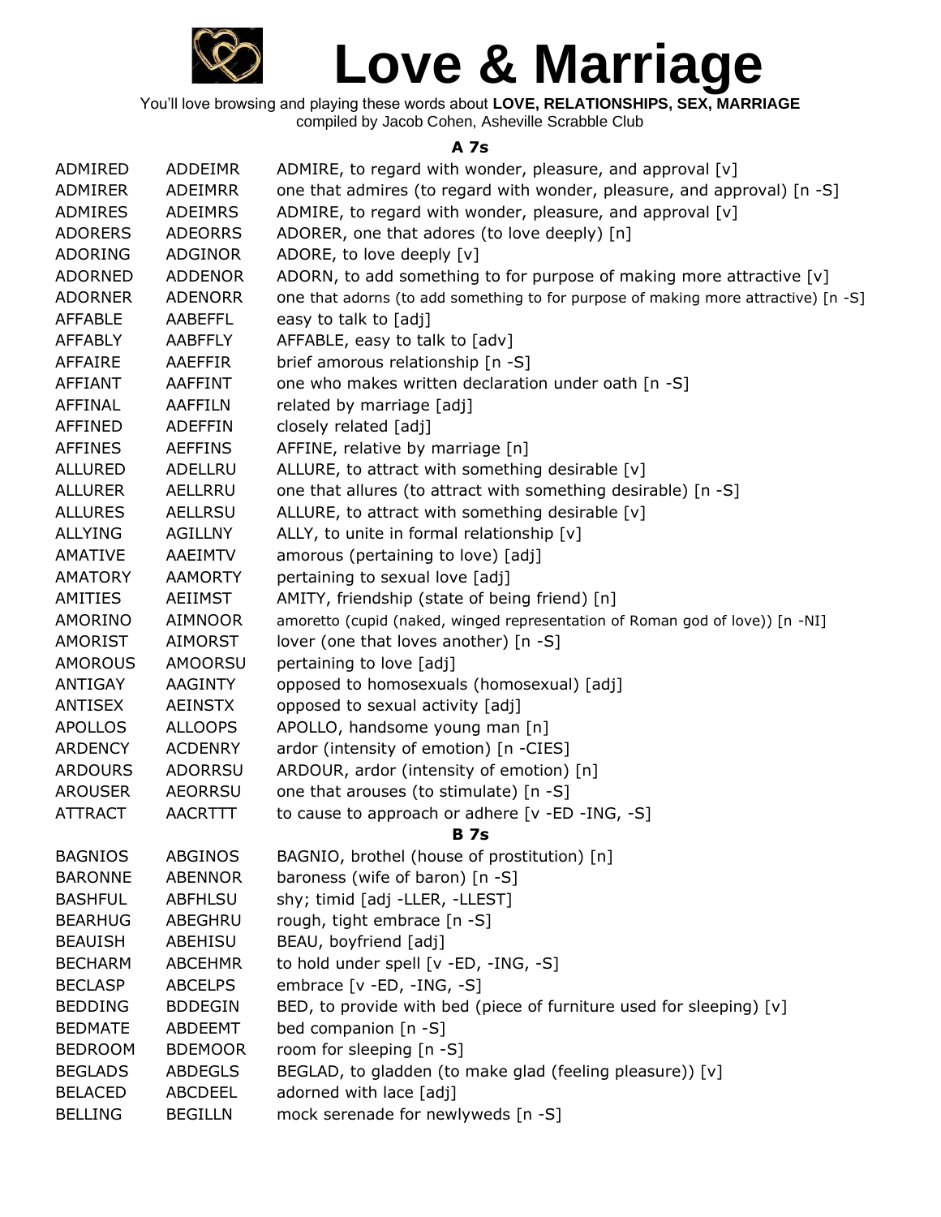# Love & Marriage

You'll love browsing and playing these words about **LOVE, RELATIONSHIPS, SEX, MARRIAGE**
compiled by Jacob Cohen, Asheville Scrabble Club

### A 7s

| | | |
|---|---|---|
| ADMIRED | ADDEIMR | ADMIRE, to regard with wonder, pleasure, and approval [v] |
| ADMIRER | ADEIMRR | one that admires (to regard with wonder, pleasure, and approval) [n -S] |
| ADMIRES | ADEIMRS | ADMIRE, to regard with wonder, pleasure, and approval [v] |
| ADORERS | ADEORRS | ADORER, one that adores (to love deeply) [n] |
| ADORING | ADGINOR | ADORE, to love deeply [v] |
| ADORNED | ADDENOR | ADORN, to add something to for purpose of making more attractive [v] |
| ADORNER | ADENORR | one that adorns (to add something to for purpose of making more attractive) [n -S] |
| AFFABLE | AABEFFL | easy to talk to [adj] |
| AFFABLY | AABFFLY | AFFABLE, easy to talk to [adv] |
| AFFAIRE | AAEFFIR | brief amorous relationship [n -S] |
| AFFIANT | AAFFINT | one who makes written declaration under oath [n -S] |
| AFFINAL | AAFFILN | related by marriage [adj] |
| AFFINED | ADEFFIN | closely related [adj] |
| AFFINES | AEFFINS | AFFINE, relative by marriage [n] |
| ALLURED | ADELLRU | ALLURE, to attract with something desirable [v] |
| ALLURER | AELLRRU | one that allures (to attract with something desirable) [n -S] |
| ALLURES | AELLRSU | ALLURE, to attract with something desirable [v] |
| ALLYING | AGILLNY | ALLY, to unite in formal relationship [v] |
| AMATIVE | AAEIMTV | amorous (pertaining to love) [adj] |
| AMATORY | AAMORTY | pertaining to sexual love [adj] |
| AMITIES | AEIIMST | AMITY, friendship (state of being friend) [n] |
| AMORINO | AIMNOOR | amoretto (cupid (naked, winged representation of Roman god of love)) [n -NI] |
| AMORIST | AIMORST | lover (one that loves another) [n -S] |
| AMOROUS | AMOORSU | pertaining to love [adj] |
| ANTIGAY | AAGINTY | opposed to homosexuals (homosexual) [adj] |
| ANTISEX | AEINSTX | opposed to sexual activity [adj] |
| APOLLOS | ALLOOPS | APOLLO, handsome young man [n] |
| ARDENCY | ACDENRY | ardor (intensity of emotion) [n -CIES] |
| ARDOURS | ADORRSU | ARDOUR, ardor (intensity of emotion) [n] |
| AROUSER | AEORRSU | one that arouses (to stimulate) [n -S] |
| ATTRACT | AACRTTT | to cause to approach or adhere [v -ED -ING, -S] |

### B 7s

| | | |
|---|---|---|
| BAGNIOS | ABGINOS | BAGNIO, brothel (house of prostitution) [n] |
| BARONNE | ABENNOR | baroness (wife of baron) [n -S] |
| BASHFUL | ABFHLSU | shy; timid [adj -LLER, -LLEST] |
| BEARHUG | ABEGHRU | rough, tight embrace [n -S] |
| BEAUISH | ABEHISU | BEAU, boyfriend [adj] |
| BECHARM | ABCEHMR | to hold under spell [v -ED, -ING, -S] |
| BECLASP | ABCELPS | embrace [v -ED, -ING, -S] |
| BEDDING | BDDEGIN | BED, to provide with bed (piece of furniture used for sleeping) [v] |
| BEDMATE | ABDEEMT | bed companion [n -S] |
| BEDROOM | BDEMOOR | room for sleeping [n -S] |
| BEGLADS | ABDEGLS | BEGLAD, to gladden (to make glad (feeling pleasure)) [v] |
| BELACED | ABCDEEL | adorned with lace [adj] |
| BELLING | BEGILLN | mock serenade for newlyweds [n -S] |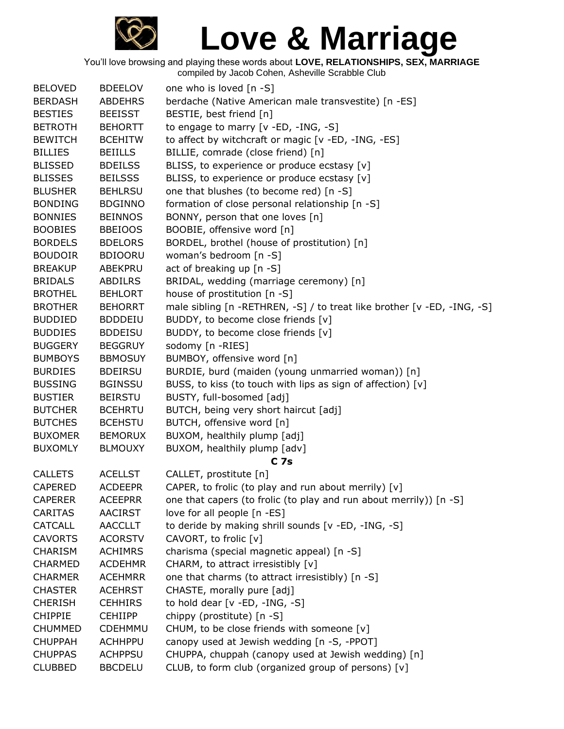# Love & Marriage

You'll love browsing and playing these words about **LOVE, RELATIONSHIPS, SEX, MARRIAGE**
compiled by Jacob Cohen, Asheville Scrabble Club

| | | |
|---|---|---|
| BELOVED | BDEELOV | one who is loved [n -S] |
| BERDASH | ABDEHRS | berdache (Native American male transvestite) [n -ES] |
| BESTIES | BEEISST | BESTIE, best friend [n] |
| BETROTH | BEHORTT | to engage to marry [v -ED, -ING, -S] |
| BEWITCH | BCEHITW | to affect by witchcraft or magic [v -ED, -ING, -ES] |
| BILLIES | BEIILLS | BILLIE, comrade (close friend) [n] |
| BLISSED | BDEILSS | BLISS, to experience or produce ecstasy [v] |
| BLISSES | BEILSSS | BLISS, to experience or produce ecstasy [v] |
| BLUSHER | BEHLRSU | one that blushes (to become red) [n -S] |
| BONDING | BDGINNO | formation of close personal relationship [n -S] |
| BONNIES | BEINNOS | BONNY, person that one loves [n] |
| BOOBIES | BBEIOOS | BOOBIE, offensive word [n] |
| BORDELS | BDELORS | BORDEL, brothel (house of prostitution) [n] |
| BOUDOIR | BDIOORU | woman's bedroom [n -S] |
| BREAKUP | ABEKPRU | act of breaking up [n -S] |
| BRIDALS | ABDILRS | BRIDAL, wedding (marriage ceremony) [n] |
| BROTHEL | BEHLORT | house of prostitution [n -S] |
| BROTHER | BEHORRT | male sibling [n -RETHREN, -S] / to treat like brother [v -ED, -ING, -S] |
| BUDDIED | BDDDEIU | BUDDY, to become close friends [v] |
| BUDDIES | BDDEISU | BUDDY, to become close friends [v] |
| BUGGERY | BEGGRUY | sodomy [n -RIES] |
| BUMBOYS | BBMOSUY | BUMBOY, offensive word [n] |
| BURDIES | BDEIRSU | BURDIE, burd (maiden (young unmarried woman)) [n] |
| BUSSING | BGINSSU | BUSS, to kiss (to touch with lips as sign of affection) [v] |
| BUSTIER | BEIRSTU | BUSTY, full-bosomed [adj] |
| BUTCHER | BCEHRTU | BUTCH, being very short haircut [adj] |
| BUTCHES | BCEHSTU | BUTCH, offensive word [n] |
| BUXOMER | BEMORUX | BUXOM, healthily plump [adj] |
| BUXOMLY | BLMOUXY | BUXOM, healthily plump [adv] |
| | | **C 7s** |
| CALLETS | ACELLST | CALLET, prostitute [n] |
| CAPERED | ACDEEPR | CAPER, to frolic (to play and run about merrily) [v] |
| CAPERER | ACEEPRR | one that capers (to frolic (to play and run about merrily)) [n -S] |
| CARITAS | AACIRST | love for all people [n -ES] |
| CATCALL | AACCLLT | to deride by making shrill sounds [v -ED, -ING, -S] |
| CAVORTS | ACORSTV | CAVORT, to frolic [v] |
| CHARISM | ACHIMRS | charisma (special magnetic appeal) [n -S] |
| CHARMED | ACDEHMR | CHARM, to attract irresistibly [v] |
| CHARMER | ACEHMRR | one that charms (to attract irresistibly) [n -S] |
| CHASTER | ACEHRST | CHASTE, morally pure [adj] |
| CHERISH | CEHHIRS | to hold dear [v -ED, -ING, -S] |
| CHIPPIE | CEHIIPP | chippy (prostitute) [n -S] |
| CHUMMED | CDEHMMU | CHUM, to be close friends with someone [v] |
| CHUPPAH | ACHHPPU | canopy used at Jewish wedding [n -S, -PPOT] |
| CHUPPAS | ACHPPSU | CHUPPA, chuppah (canopy used at Jewish wedding) [n] |
| CLUBBED | BBCDELU | CLUB, to form club (organized group of persons) [v] |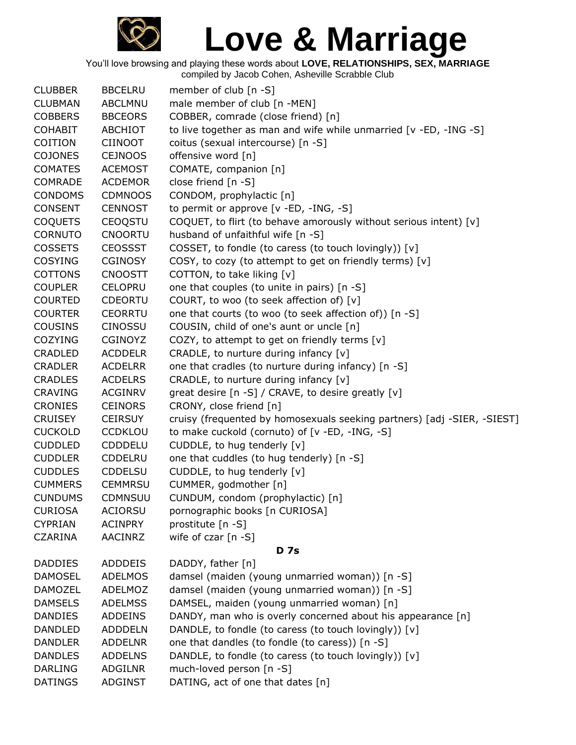# Love & Marriage

You'll love browsing and playing these words about **LOVE, RELATIONSHIPS, SEX, MARRIAGE**
compiled by Jacob Cohen, Asheville Scrabble Club

| | | |
|---|---|---|
| CLUBBER | BBCELRU | member of club [n -S] |
| CLUBMAN | ABCLMNU | male member of club [n -MEN] |
| COBBERS | BBCEORS | COBBER, comrade (close friend) [n] |
| COHABIT | ABCHIOT | to live together as man and wife while unmarried [v -ED, -ING -S] |
| COITION | CIINOOT | coitus (sexual intercourse) [n -S] |
| COJONES | CEJNOOS | offensive word [n] |
| COMATES | ACEMOST | COMATE, companion [n] |
| COMRADE | ACDEMOR | close friend [n -S] |
| CONDOMS | CDMNOOS | CONDOM, prophylactic [n] |
| CONSENT | CENNOST | to permit or approve [v -ED, -ING, -S] |
| COQUETS | CEOQSTU | COQUET, to flirt (to behave amorously without serious intent) [v] |
| CORNUTO | CNOORTU | husband of unfaithful wife [n -S] |
| COSSETS | CEOSSST | COSSET, to fondle (to caress (to touch lovingly)) [v] |
| COSYING | CGINOSY | COSY, to cozy (to attempt to get on friendly terms) [v] |
| COTTONS | CNOOSTT | COTTON, to take liking [v] |
| COUPLER | CELOPRU | one that couples (to unite in pairs) [n -S] |
| COURTED | CDEORTU | COURT, to woo (to seek affection of) [v] |
| COURTER | CEORRTU | one that courts (to woo (to seek affection of)) [n -S] |
| COUSINS | CINOSSU | COUSIN, child of one's aunt or uncle [n] |
| COZYING | CGINOYZ | COZY, to attempt to get on friendly terms [v] |
| CRADLED | ACDDELR | CRADLE, to nurture during infancy [v] |
| CRADLER | ACDELRR | one that cradles (to nurture during infancy) [n -S] |
| CRADLES | ACDELRS | CRADLE, to nurture during infancy [v] |
| CRAVING | ACGINRV | great desire [n -S] / CRAVE, to desire greatly [v] |
| CRONIES | CEINORS | CRONY, close friend [n] |
| CRUISEY | CEIRSUY | cruisy (frequented by homosexuals seeking partners) [adj -SIER, -SIEST] |
| CUCKOLD | CCDKLOU | to make cuckold (cornuto) of [v -ED, -ING, -S] |
| CUDDLED | CDDDELU | CUDDLE, to hug tenderly [v] |
| CUDDLER | CDDELRU | one that cuddles (to hug tenderly) [n -S] |
| CUDDLES | CDDELSU | CUDDLE, to hug tenderly [v] |
| CUMMERS | CEMMRSU | CUMMER, godmother [n] |
| CUNDUMS | CDMNSUU | CUNDUM, condom (prophylactic) [n] |
| CURIOSA | ACIORSU | pornographic books [n CURIOSA] |
| CYPRIAN | ACINPRY | prostitute [n -S] |
| CZARINA | AACINRZ | wife of czar [n -S] |

**D 7s**

| | | |
|---|---|---|
| DADDIES | ADDDEIS | DADDY, father [n] |
| DAMOSEL | ADELMOS | damsel (maiden (young unmarried woman)) [n -S] |
| DAMOZEL | ADELMOZ | damsel (maiden (young unmarried woman)) [n -S] |
| DAMSELS | ADELMSS | DAMSEL, maiden (young unmarried woman) [n] |
| DANDIES | ADDEINS | DANDY, man who is overly concerned about his appearance [n] |
| DANDLED | ADDDELN | DANDLE, to fondle (to caress (to touch lovingly)) [v] |
| DANDLER | ADDELNR | one that dandles (to fondle (to caress)) [n -S] |
| DANDLES | ADDELNS | DANDLE, to fondle (to caress (to touch lovingly)) [v] |
| DARLING | ADGILNR | much-loved person [n -S] |
| DATINGS | ADGINST | DATING, act of one that dates [n] |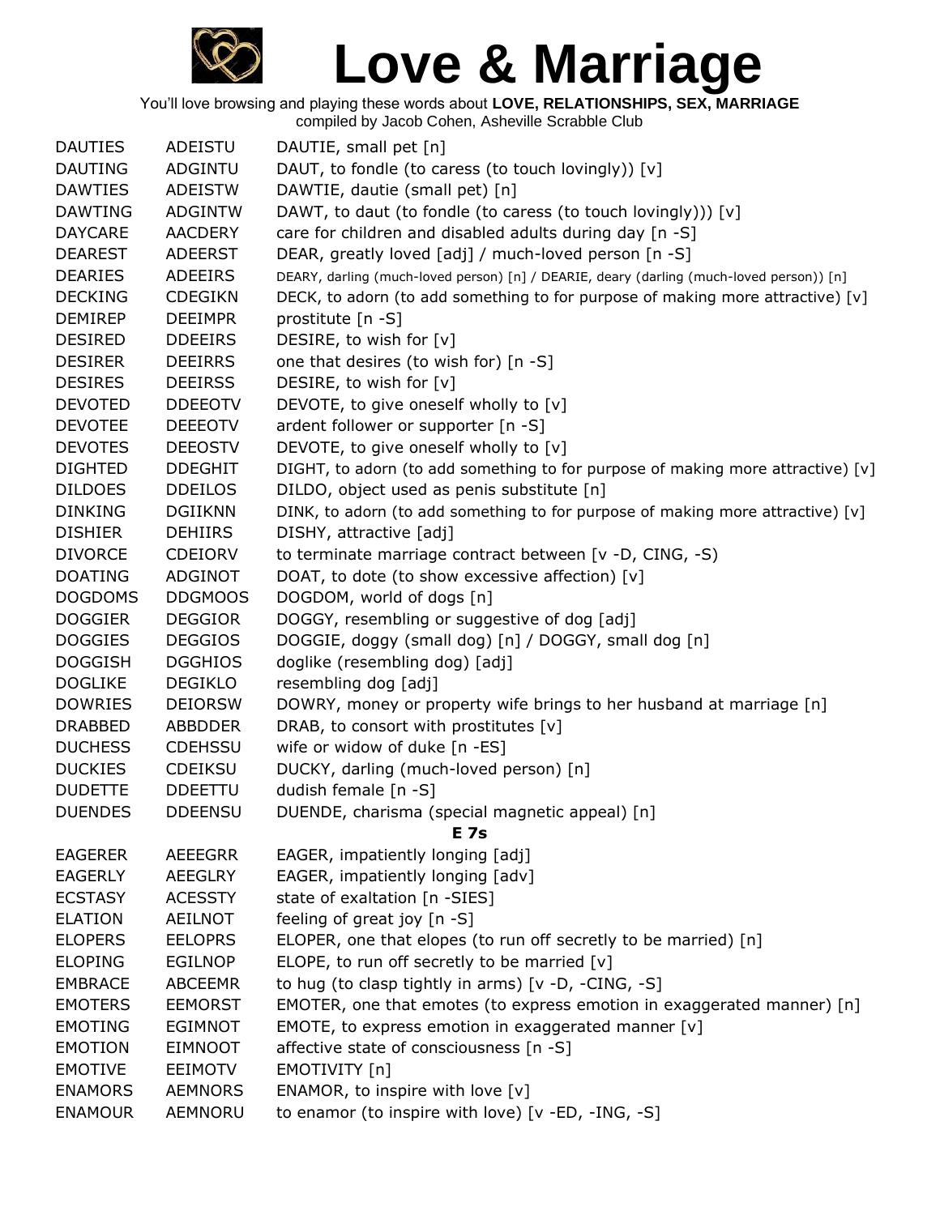# Love & Marriage

You'll love browsing and playing these words about **LOVE, RELATIONSHIPS, SEX, MARRIAGE**
compiled by Jacob Cohen, Asheville Scrabble Club

| | | |
|---|---|---|
| DAUTIES | ADEISTU | DAUTIE, small pet [n] |
| DAUTING | ADGINTU | DAUT, to fondle (to caress (to touch lovingly)) [v] |
| DAWTIES | ADEISTW | DAWTIE, dautie (small pet) [n] |
| DAWTING | ADGINTW | DAWT, to daut (to fondle (to caress (to touch lovingly))) [v] |
| DAYCARE | AACDERY | care for children and disabled adults during day [n -S] |
| DEAREST | ADEERST | DEAR, greatly loved [adj] / much-loved person [n -S] |
| DEARIES | ADEEIRS | DEARY, darling (much-loved person) [n] / DEARIE, deary (darling (much-loved person)) [n] |
| DECKING | CDEGIKN | DECK, to adorn (to add something to for purpose of making more attractive) [v] |
| DEMIREP | DEEIMPR | prostitute [n -S] |
| DESIRED | DDEEIRS | DESIRE, to wish for [v] |
| DESIRER | DEEIRRS | one that desires (to wish for) [n -S] |
| DESIRES | DEEIRSS | DESIRE, to wish for [v] |
| DEVOTED | DDEEOTV | DEVOTE, to give oneself wholly to [v] |
| DEVOTEE | DEEEOTV | ardent follower or supporter [n -S] |
| DEVOTES | DEEOSTV | DEVOTE, to give oneself wholly to [v] |
| DIGHTED | DDEGHIT | DIGHT, to adorn (to add something to for purpose of making more attractive) [v] |
| DILDOES | DDEILOS | DILDO, object used as penis substitute [n] |
| DINKING | DGIIKNN | DINK, to adorn (to add something to for purpose of making more attractive) [v] |
| DISHIER | DEHIIRS | DISHY, attractive [adj] |
| DIVORCE | CDEIORV | to terminate marriage contract between [v -D, CING, -S) |
| DOATING | ADGINOT | DOAT, to dote (to show excessive affection) [v] |
| DOGDOMS | DDGMOOS | DOGDOM, world of dogs [n] |
| DOGGIER | DEGGIOR | DOGGY, resembling or suggestive of dog [adj] |
| DOGGIES | DEGGIOS | DOGGIE, doggy (small dog) [n] / DOGGY, small dog [n] |
| DOGGISH | DGGHIOS | doglike (resembling dog) [adj] |
| DOGLIKE | DEGIKLO | resembling dog [adj] |
| DOWRIES | DEIORSW | DOWRY, money or property wife brings to her husband at marriage [n] |
| DRABBED | ABBDDER | DRAB, to consort with prostitutes [v] |
| DUCHESS | CDEHSSU | wife or widow of duke [n -ES] |
| DUCKIES | CDEIKSU | DUCKY, darling (much-loved person) [n] |
| DUDETTE | DDEETTU | dudish female [n -S] |
| DUENDES | DDEENSU | DUENDE, charisma (special magnetic appeal) [n] |
| | | **E 7s** |
| EAGERER | AEEEGRR | EAGER, impatiently longing [adj] |
| EAGERLY | AEEGLRY | EAGER, impatiently longing [adv] |
| ECSTASY | ACESSTY | state of exaltation [n -SIES] |
| ELATION | AEILNOT | feeling of great joy [n -S] |
| ELOPERS | EELOPRS | ELOPER, one that elopes (to run off secretly to be married) [n] |
| ELOPING | EGILNOP | ELOPE, to run off secretly to be married [v] |
| EMBRACE | ABCEEMR | to hug (to clasp tightly in arms) [v -D, -CING, -S] |
| EMOTERS | EEMORST | EMOTER, one that emotes (to express emotion in exaggerated manner) [n] |
| EMOTING | EGIMNOT | EMOTE, to express emotion in exaggerated manner [v] |
| EMOTION | EIMNOOT | affective state of consciousness [n -S] |
| EMOTIVE | EEIMOTV | EMOTIVITY [n] |
| ENAMORS | AEMNORS | ENAMOR, to inspire with love [v] |
| ENAMOUR | AEMNORU | to enamor (to inspire with love) [v -ED, -ING, -S] |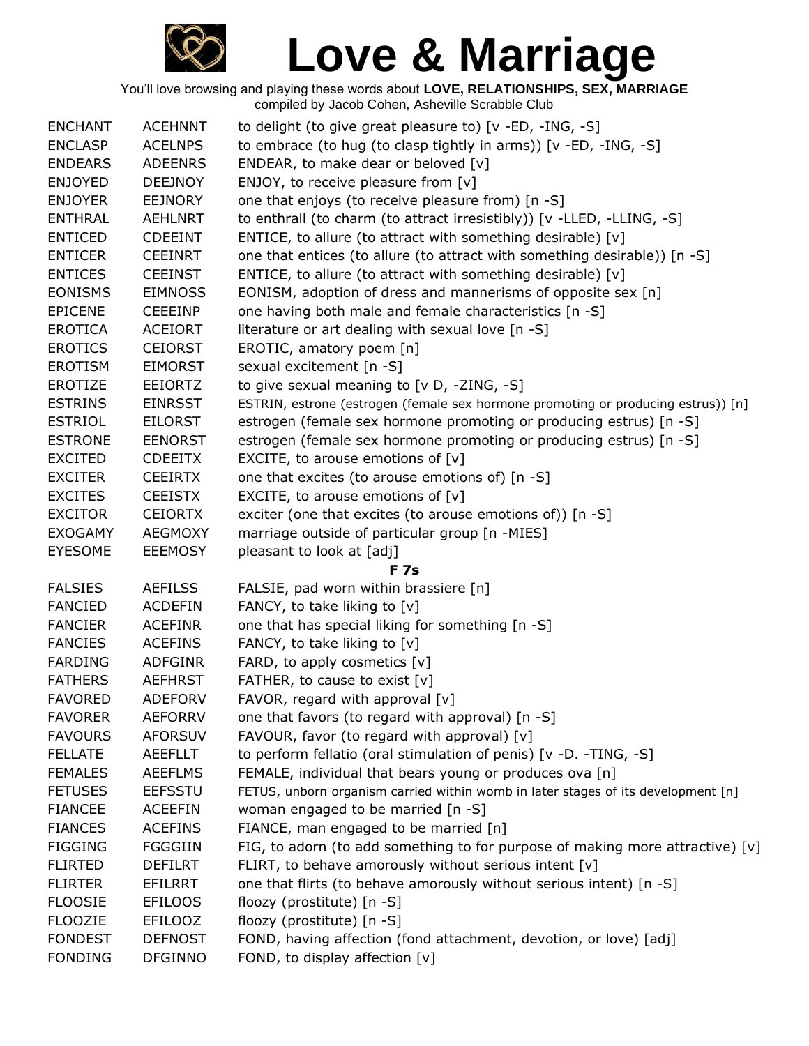# Love & Marriage

You'll love browsing and playing these words about **LOVE, RELATIONSHIPS, SEX, MARRIAGE**
compiled by Jacob Cohen, Asheville Scrabble Club

| | | |
|---|---|---|
| ENCHANT | ACEHNNT | to delight (to give great pleasure to) [v -ED, -ING, -S] |
| ENCLASP | ACELNPS | to embrace (to hug (to clasp tightly in arms)) [v -ED, -ING, -S] |
| ENDEARS | ADEENRS | ENDEAR, to make dear or beloved [v] |
| ENJOYED | DEEJNOY | ENJOY, to receive pleasure from [v] |
| ENJOYER | EEJNORY | one that enjoys (to receive pleasure from) [n -S] |
| ENTHRAL | AEHLNRT | to enthrall (to charm (to attract irresistibly)) [v -LLED, -LLING, -S] |
| ENTICED | CDEEINT | ENTICE, to allure (to attract with something desirable) [v] |
| ENTICER | CEEINRT | one that entices (to allure (to attract with something desirable)) [n -S] |
| ENTICES | CEEINST | ENTICE, to allure (to attract with something desirable) [v] |
| EONISMS | EIMNOSS | EONISM, adoption of dress and mannerisms of opposite sex [n] |
| EPICENE | CEEEINP | one having both male and female characteristics [n -S] |
| EROTICA | ACEIORT | literature or art dealing with sexual love [n -S] |
| EROTICS | CEIORST | EROTIC, amatory poem [n] |
| EROTISM | EIMORST | sexual excitement [n -S] |
| EROTIZE | EEIORTZ | to give sexual meaning to [v D, -ZING, -S] |
| ESTRINS | EINRSST | ESTRIN, estrone (estrogen (female sex hormone promoting or producing estrus)) [n] |
| ESTRIOL | EILORST | estrogen (female sex hormone promoting or producing estrus) [n -S] |
| ESTRONE | EENORST | estrogen (female sex hormone promoting or producing estrus) [n -S] |
| EXCITED | CDEEITX | EXCITE, to arouse emotions of [v] |
| EXCITER | CEEIRTX | one that excites (to arouse emotions of) [n -S] |
| EXCITES | CEEISTX | EXCITE, to arouse emotions of [v] |
| EXCITOR | CEIORTX | exciter (one that excites (to arouse emotions of)) [n -S] |
| EXOGAMY | AEGMOXY | marriage outside of particular group [n -MIES] |
| EYESOME | EEEMOSY | pleasant to look at [adj] |
| | | **F 7s** |
| FALSIES | AEFILSS | FALSIE, pad worn within brassiere [n] |
| FANCIED | ACDEFIN | FANCY, to take liking to [v] |
| FANCIER | ACEFINR | one that has special liking for something [n -S] |
| FANCIES | ACEFINS | FANCY, to take liking to [v] |
| FARDING | ADFGINR | FARD, to apply cosmetics [v] |
| FATHERS | AEFHRST | FATHER, to cause to exist [v] |
| FAVORED | ADEFORV | FAVOR, regard with approval [v] |
| FAVORER | AEFORRV | one that favors (to regard with approval) [n -S] |
| FAVOURS | AFORSUV | FAVOUR, favor (to regard with approval) [v] |
| FELLATE | AEEFLLT | to perform fellatio (oral stimulation of penis) [v -D. -TING, -S] |
| FEMALES | AEEFLMS | FEMALE, individual that bears young or produces ova [n] |
| FETUSES | EEFSSTU | FETUS, unborn organism carried within womb in later stages of its development [n] |
| FIANCEE | ACEEFIN | woman engaged to be married [n -S] |
| FIANCES | ACEFINS | FIANCE, man engaged to be married [n] |
| FIGGING | FGGGIIN | FIG, to adorn (to add something to for purpose of making more attractive) [v] |
| FLIRTED | DEFILRT | FLIRT, to behave amorously without serious intent [v] |
| FLIRTER | EFILRRT | one that flirts (to behave amorously without serious intent) [n -S] |
| FLOOSIE | EFILOOS | floozy (prostitute) [n -S] |
| FLOOZIE | EFILOOZ | floozy (prostitute) [n -S] |
| FONDEST | DEFNOST | FOND, having affection (fond attachment, devotion, or love) [adj] |
| FONDING | DFGINNO | FOND, to display affection [v] |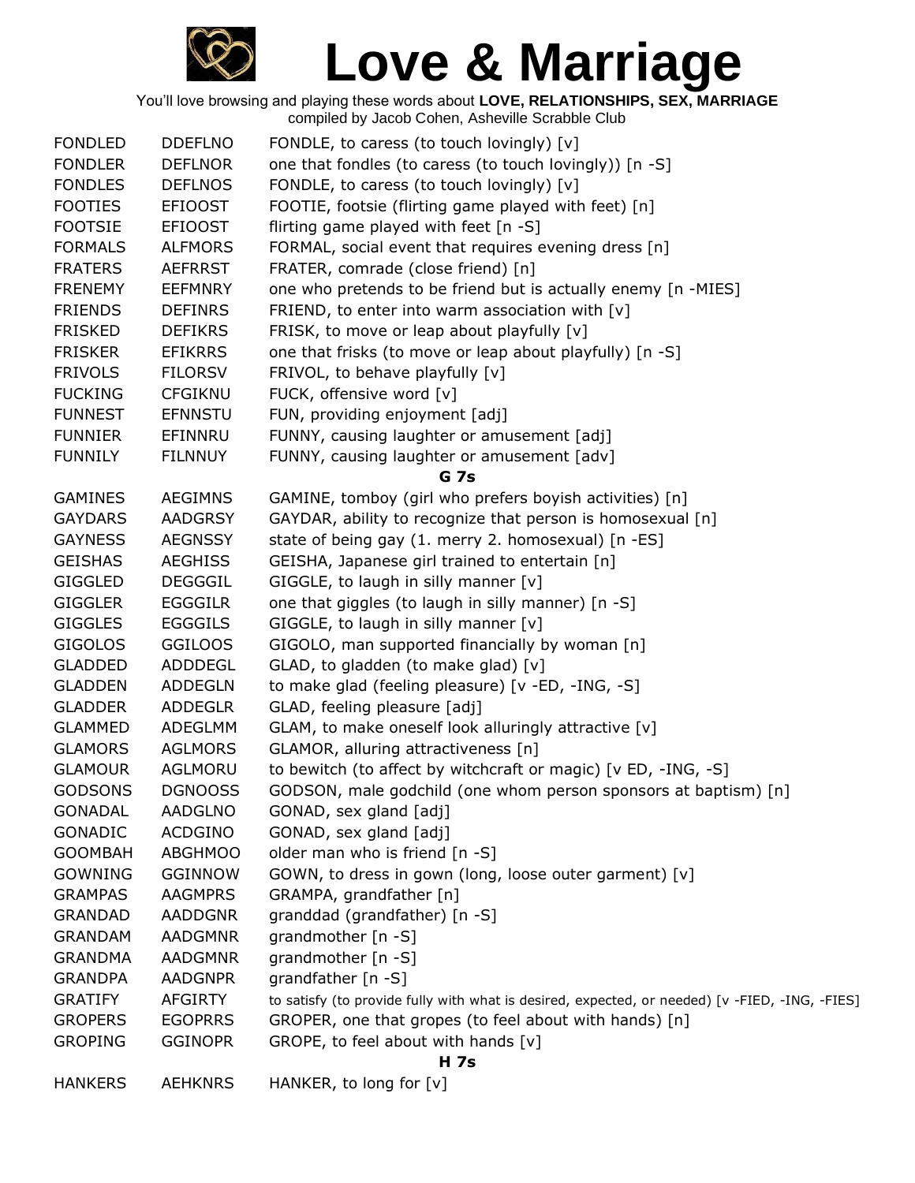# Love & Marriage

You'll love browsing and playing these words about **LOVE, RELATIONSHIPS, SEX, MARRIAGE**
compiled by Jacob Cohen, Asheville Scrabble Club

| | | |
|---|---|---|
| FONDLED | DDEFLNO | FONDLE, to caress (to touch lovingly) [v] |
| FONDLER | DEFLNOR | one that fondles (to caress (to touch lovingly)) [n -S] |
| FONDLES | DEFLNOS | FONDLE, to caress (to touch lovingly) [v] |
| FOOTIES | EFIOOST | FOOTIE, footsie (flirting game played with feet) [n] |
| FOOTSIE | EFIOOST | flirting game played with feet [n -S] |
| FORMALS | ALFMORS | FORMAL, social event that requires evening dress [n] |
| FRATERS | AEFRRST | FRATER, comrade (close friend) [n] |
| FRENEMY | EEFMNRY | one who pretends to be friend but is actually enemy [n -MIES] |
| FRIENDS | DEFINRS | FRIEND, to enter into warm association with [v] |
| FRISKED | DEFIKRS | FRISK, to move or leap about playfully [v] |
| FRISKER | EFIKRRS | one that frisks (to move or leap about playfully) [n -S] |
| FRIVOLS | FILORSV | FRIVOL, to behave playfully [v] |
| FUCKING | CFGIKNU | FUCK, offensive word [v] |
| FUNNEST | EFNNSTU | FUN, providing enjoyment [adj] |
| FUNNIER | EFINNRU | FUNNY, causing laughter or amusement [adj] |
| FUNNILY | FILNNUY | FUNNY, causing laughter or amusement [adv] |
| | **G 7s** | |
| GAMINES | AEGIMNS | GAMINE, tomboy (girl who prefers boyish activities) [n] |
| GAYDARS | AADGRSY | GAYDAR, ability to recognize that person is homosexual [n] |
| GAYNESS | AEGNSSY | state of being gay (1. merry 2. homosexual) [n -ES] |
| GEISHAS | AEGHISS | GEISHA, Japanese girl trained to entertain [n] |
| GIGGLED | DEGGGIL | GIGGLE, to laugh in silly manner [v] |
| GIGGLER | EGGGILR | one that giggles (to laugh in silly manner) [n -S] |
| GIGGLES | EGGGILS | GIGGLE, to laugh in silly manner [v] |
| GIGOLOS | GGILOOS | GIGOLO, man supported financially by woman [n] |
| GLADDED | ADDDEGL | GLAD, to gladden (to make glad) [v] |
| GLADDEN | ADDEGLN | to make glad (feeling pleasure) [v -ED, -ING, -S] |
| GLADDER | ADDEGLR | GLAD, feeling pleasure [adj] |
| GLAMMED | ADEGLMM | GLAM, to make oneself look alluringly attractive [v] |
| GLAMORS | AGLMORS | GLAMOR, alluring attractiveness [n] |
| GLAMOUR | AGLMORU | to bewitch (to affect by witchcraft or magic) [v ED, -ING, -S] |
| GODSONS | DGNOOSS | GODSON, male godchild (one whom person sponsors at baptism) [n] |
| GONADAL | AADGLNO | GONAD, sex gland [adj] |
| GONADIC | ACDGINO | GONAD, sex gland [adj] |
| GOOMBAH | ABGHMOO | older man who is friend [n -S] |
| GOWNING | GGINNOW | GOWN, to dress in gown (long, loose outer garment) [v] |
| GRAMPAS | AAGMPRS | GRAMPA, grandfather [n] |
| GRANDAD | AADDGNR | granddad (grandfather) [n -S] |
| GRANDAM | AADGMNR | grandmother [n -S] |
| GRANDMA | AADGMNR | grandmother [n -S] |
| GRANDPA | AADGNPR | grandfather [n -S] |
| GRATIFY | AFGIRTY | to satisfy (to provide fully with what is desired, expected, or needed) [v -FIED, -ING, -FIES] |
| GROPERS | EGOPRRS | GROPER, one that gropes (to feel about with hands) [n] |
| GROPING | GGINOPR | GROPE, to feel about with hands [v] |
| | **H 7s** | |
| HANKERS | AEHKNRS | HANKER, to long for [v] |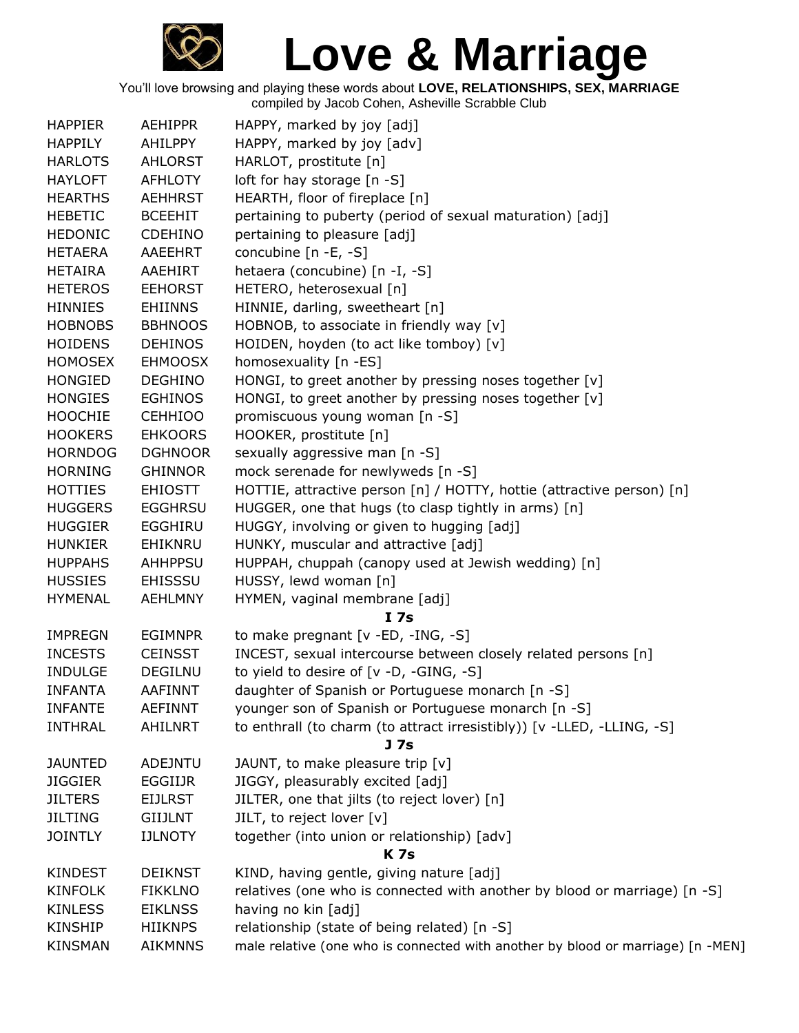# Love & Marriage

You'll love browsing and playing these words about **LOVE, RELATIONSHIPS, SEX, MARRIAGE**
compiled by Jacob Cohen, Asheville Scrabble Club

| | | |
|---|---|---|
| HAPPIER | AEHIPPR | HAPPY, marked by joy [adj] |
| HAPPILY | AHILPPY | HAPPY, marked by joy [adv] |
| HARLOTS | AHLORST | HARLOT, prostitute [n] |
| HAYLOFT | AFHLOTY | loft for hay storage [n -S] |
| HEARTHS | AEHHRST | HEARTH, floor of fireplace [n] |
| HEBETIC | BCEEHIT | pertaining to puberty (period of sexual maturation) [adj] |
| HEDONIC | CDEHINO | pertaining to pleasure [adj] |
| HETAERA | AAEEHRT | concubine [n -E, -S] |
| HETAIRA | AAEHIRT | hetaera (concubine) [n -I, -S] |
| HETEROS | EEHORST | HETERO, heterosexual [n] |
| HINNIES | EHIINNS | HINNIE, darling, sweetheart [n] |
| HOBNOBS | BBHNOOS | HOBNOB, to associate in friendly way [v] |
| HOIDENS | DEHINOS | HOIDEN, hoyden (to act like tomboy) [v] |
| HOMOSEX | EHMOOSX | homosexuality [n -ES] |
| HONGIED | DEGHINO | HONGI, to greet another by pressing noses together [v] |
| HONGIES | EGHINOS | HONGI, to greet another by pressing noses together [v] |
| HOOCHIE | CEHHIOO | promiscuous young woman [n -S] |
| HOOKERS | EHKOORS | HOOKER, prostitute [n] |
| HORNDOG | DGHNOOR | sexually aggressive man [n -S] |
| HORNING | GHINNOR | mock serenade for newlyweds [n -S] |
| HOTTIES | EHIOSTT | HOTTIE, attractive person [n] / HOTTY, hottie (attractive person) [n] |
| HUGGERS | EGGHRSU | HUGGER, one that hugs (to clasp tightly in arms) [n] |
| HUGGIER | EGGHIRU | HUGGY, involving or given to hugging [adj] |
| HUNKIER | EHIKNRU | HUNKY, muscular and attractive [adj] |
| HUPPAHS | AHHPPSU | HUPPAH, chuppah (canopy used at Jewish wedding) [n] |
| HUSSIES | EHISSSU | HUSSY, lewd woman [n] |
| HYMENAL | AEHLMNY | HYMEN, vaginal membrane [adj] |

**I 7s**

| | | |
|---|---|---|
| IMPREGN | EGIMNPR | to make pregnant [v -ED, -ING, -S] |
| INCESTS | CEINSST | INCEST, sexual intercourse between closely related persons [n] |
| INDULGE | DEGILNU | to yield to desire of [v -D, -GING, -S] |
| INFANTA | AAFINNT | daughter of Spanish or Portuguese monarch [n -S] |
| INFANTE | AEFINNT | younger son of Spanish or Portuguese monarch [n -S] |
| INTHRAL | AHILNRT | to enthrall (to charm (to attract irresistibly)) [v -LLED, -LLING, -S] |

**J 7s**

| | | |
|---|---|---|
| JAUNTED | ADEJNTU | JAUNT, to make pleasure trip [v] |
| JIGGIER | EGGIIJR | JIGGY, pleasurably excited [adj] |
| JILTERS | EIJLRST | JILTER, one that jilts (to reject lover) [n] |
| JILTING | GIIJLNT | JILT, to reject lover [v] |
| JOINTLY | IJLNOTY | together (into union or relationship) [adv] |

**K 7s**

| | | |
|---|---|---|
| KINDEST | DEIKNST | KIND, having gentle, giving nature [adj] |
| KINFOLK | FIKKLNO | relatives (one who is connected with another by blood or marriage) [n -S] |
| KINLESS | EIKLNSS | having no kin [adj] |
| KINSHIP | HIIKNPS | relationship (state of being related) [n -S] |
| KINSMAN | AIKMNNS | male relative (one who is connected with another by blood or marriage) [n -MEN] |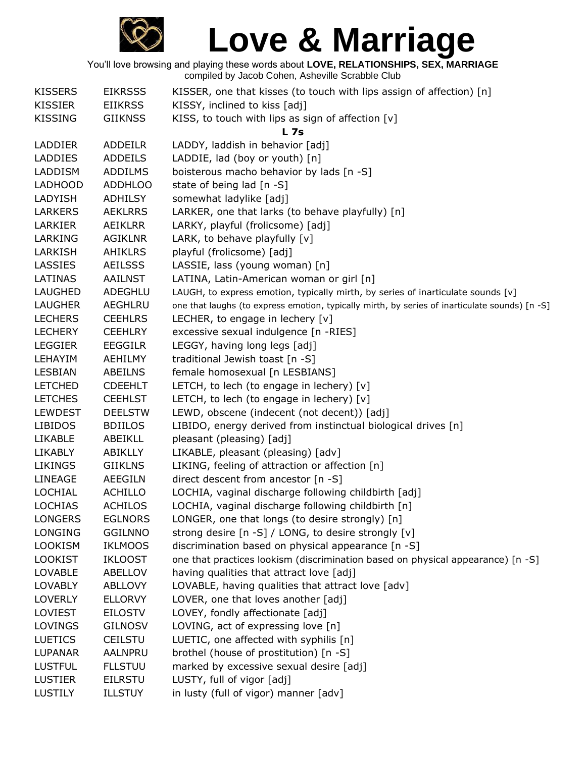| | | |
|---|---|---|
| KISSERS | EIKRSSS | KISSER, one that kisses (to touch with lips assign of affection) [n] |
| KISSIER | EIIKRSS | KISSY, inclined to kiss [adj] |
| KISSING | GIIKNSS | KISS, to touch with lips as sign of affection [v] |
| | | **L 7s** |
| LADDIER | ADDEILR | LADDY, laddish in behavior [adj] |
| LADDIES | ADDEILS | LADDIE, lad (boy or youth) [n] |
| LADDISM | ADDILMS | boisterous macho behavior by lads [n -S] |
| LADHOOD | ADDHLOO | state of being lad [n -S] |
| LADYISH | ADHILSY | somewhat ladylike [adj] |
| LARKERS | AEKLRRS | LARKER, one that larks (to behave playfully) [n] |
| LARKIER | AEIKLRR | LARKY, playful (frolicsome) [adj] |
| LARKING | AGIKLNR | LARK, to behave playfully [v] |
| LARKISH | AHIKLRS | playful (frolicsome) [adj] |
| LASSIES | AEILSSS | LASSIE, lass (young woman) [n] |
| LATINAS | AAILNST | LATINA, Latin-American woman or girl [n] |
| LAUGHED | ADEGHLU | LAUGH, to express emotion, typically mirth, by series of inarticulate sounds [v] |
| LAUGHER | AEGHLRU | one that laughs (to express emotion, typically mirth, by series of inarticulate sounds) [n -S] |
| LECHERS | CEEHLRS | LECHER, to engage in lechery [v] |
| LECHERY | CEEHLRY | excessive sexual indulgence [n -RIES] |
| LEGGIER | EEGGILR | LEGGY, having long legs [adj] |
| LEHAYIM | AEHILMY | traditional Jewish toast [n -S] |
| LESBIAN | ABEILNS | female homosexual [n LESBIANS] |
| LETCHED | CDEEHLT | LETCH, to lech (to engage in lechery) [v] |
| LETCHES | CEEHLST | LETCH, to lech (to engage in lechery) [v] |
| LEWDEST | DEELSTW | LEWD, obscene (indecent (not decent)) [adj] |
| LIBIDOS | BDIILOS | LIBIDO, energy derived from instinctual biological drives [n] |
| LIKABLE | ABEIKLL | pleasant (pleasing) [adj] |
| LIKABLY | ABIKLLY | LIKABLE, pleasant (pleasing) [adv] |
| LIKINGS | GIIKLNS | LIKING, feeling of attraction or affection [n] |
| LINEAGE | AEEGILN | direct descent from ancestor [n -S] |
| LOCHIAL | ACHILLO | LOCHIA, vaginal discharge following childbirth [adj] |
| LOCHIAS | ACHILOS | LOCHIA, vaginal discharge following childbirth [n] |
| LONGERS | EGLNORS | LONGER, one that longs (to desire strongly) [n] |
| LONGING | GGILNNO | strong desire [n -S] / LONG, to desire strongly [v] |
| LOOKISM | IKLMOOS | discrimination based on physical appearance [n -S] |
| LOOKIST | IKLOOST | one that practices lookism (discrimination based on physical appearance) [n -S] |
| LOVABLE | ABELLOV | having qualities that attract love [adj] |
| LOVABLY | ABLLOVY | LOVABLE, having qualities that attract love [adv] |
| LOVERLY | ELLORVY | LOVER, one that loves another [adj] |
| LOVIEST | EILOSTV | LOVEY, fondly affectionate [adj] |
| LOVINGS | GILNOSV | LOVING, act of expressing love [n] |
| LUETICS | CEILSTU | LUETIC, one affected with syphilis [n] |
| LUPANAR | AALNPRU | brothel (house of prostitution) [n -S] |
| LUSTFUL | FLLSTUU | marked by excessive sexual desire [adj] |
| LUSTIER | EILRSTU | LUSTY, full of vigor [adj] |
| LUSTILY | ILLSTUY | in lusty (full of vigor) manner [adv] |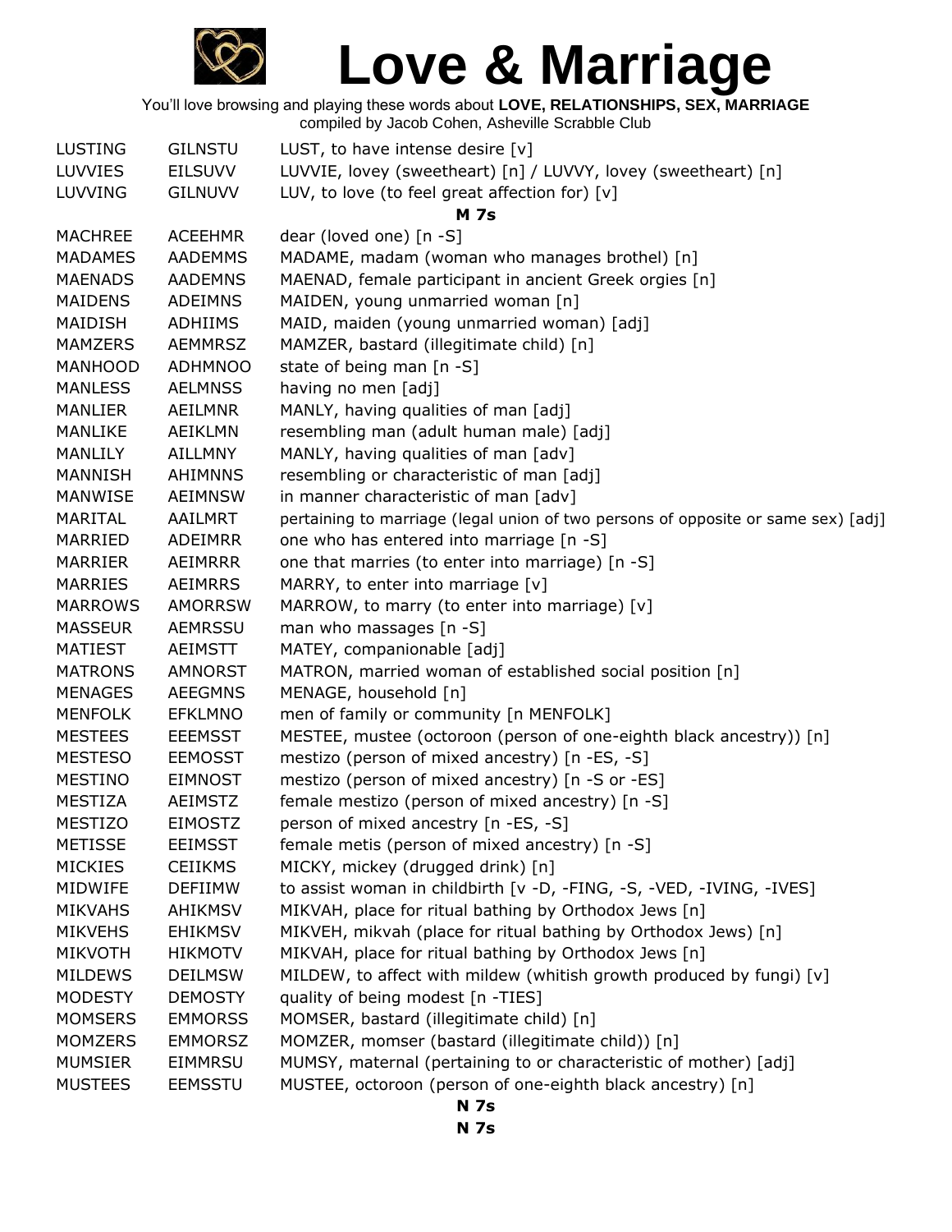# Love & Marriage

You'll love browsing and playing these words about **LOVE, RELATIONSHIPS, SEX, MARRIAGE**
compiled by Jacob Cohen, Asheville Scrabble Club

| | | |
|---|---|---|
| LUSTING | GILNSTU | LUST, to have intense desire [v] |
| LUVVIES | EILSUVV | LUVVIE, lovey (sweetheart) [n] / LUVVY, lovey (sweetheart) [n] |
| LUVVING | GILNUVV | LUV, to love (to feel great affection for) [v] |
| | | **M 7s** |
| MACHREE | ACEEHMR | dear (loved one) [n -S] |
| MADAMES | AADEMMS | MADAME, madam (woman who manages brothel) [n] |
| MAENADS | AADEMNS | MAENAD, female participant in ancient Greek orgies [n] |
| MAIDENS | ADEIMNS | MAIDEN, young unmarried woman [n] |
| MAIDISH | ADHIIMS | MAID, maiden (young unmarried woman) [adj] |
| MAMZERS | AEMMRSZ | MAMZER, bastard (illegitimate child) [n] |
| MANHOOD | ADHMNOO | state of being man [n -S] |
| MANLESS | AELMNSS | having no men [adj] |
| MANLIER | AEILMNR | MANLY, having qualities of man [adj] |
| MANLIKE | AEIKLMN | resembling man (adult human male) [adj] |
| MANLILY | AILLMNY | MANLY, having qualities of man [adv] |
| MANNISH | AHIMNNS | resembling or characteristic of man [adj] |
| MANWISE | AEIMNSW | in manner characteristic of man [adv] |
| MARITAL | AAILMRT | pertaining to marriage (legal union of two persons of opposite or same sex) [adj] |
| MARRIED | ADEIMRR | one who has entered into marriage [n -S] |
| MARRIER | AEIMRRR | one that marries (to enter into marriage) [n -S] |
| MARRIES | AEIMRRS | MARRY, to enter into marriage [v] |
| MARROWS | AMORRSW | MARROW, to marry (to enter into marriage) [v] |
| MASSEUR | AEMRSSU | man who massages [n -S] |
| MATIEST | AEIMSTT | MATEY, companionable [adj] |
| MATRONS | AMNORST | MATRON, married woman of established social position [n] |
| MENAGES | AEEGMNS | MENAGE, household [n] |
| MENFOLK | EFKLMNO | men of family or community [n MENFOLK] |
| MESTEES | EEEMSST | MESTEE, mustee (octoroon (person of one-eighth black ancestry)) [n] |
| MESTESO | EEMOSST | mestizo (person of mixed ancestry) [n -ES, -S] |
| MESTINO | EIMNOST | mestizo (person of mixed ancestry) [n -S or -ES] |
| MESTIZA | AEIMSTZ | female mestizo (person of mixed ancestry) [n -S] |
| MESTIZO | EIMOSTZ | person of mixed ancestry [n -ES, -S] |
| METISSE | EEIMSST | female metis (person of mixed ancestry) [n -S] |
| MICKIES | CEIIKMS | MICKY, mickey (drugged drink) [n] |
| MIDWIFE | DEFIIMW | to assist woman in childbirth [v -D, -FING, -S, -VED, -IVING, -IVES] |
| MIKVAHS | AHIKMSV | MIKVAH, place for ritual bathing by Orthodox Jews [n] |
| MIKVEHS | EHIKMSV | MIKVEH, mikvah (place for ritual bathing by Orthodox Jews) [n] |
| MIKVOTH | HIKMOTV | MIKVAH, place for ritual bathing by Orthodox Jews [n] |
| MILDEWS | DEILMSW | MILDEW, to affect with mildew (whitish growth produced by fungi) [v] |
| MODESTY | DEMOSTY | quality of being modest [n -TIES] |
| MOMSERS | EMMORSS | MOMSER, bastard (illegitimate child) [n] |
| MOMZERS | EMMORSZ | MOMZER, momser (bastard (illegitimate child)) [n] |
| MUMSIER | EIMMRSU | MUMSY, maternal (pertaining to or characteristic of mother) [adj] |
| MUSTEES | EEMSSTU | MUSTEE, octoroon (person of one-eighth black ancestry) [n] |
| | | **N 7s** |
| | | **N 7s** |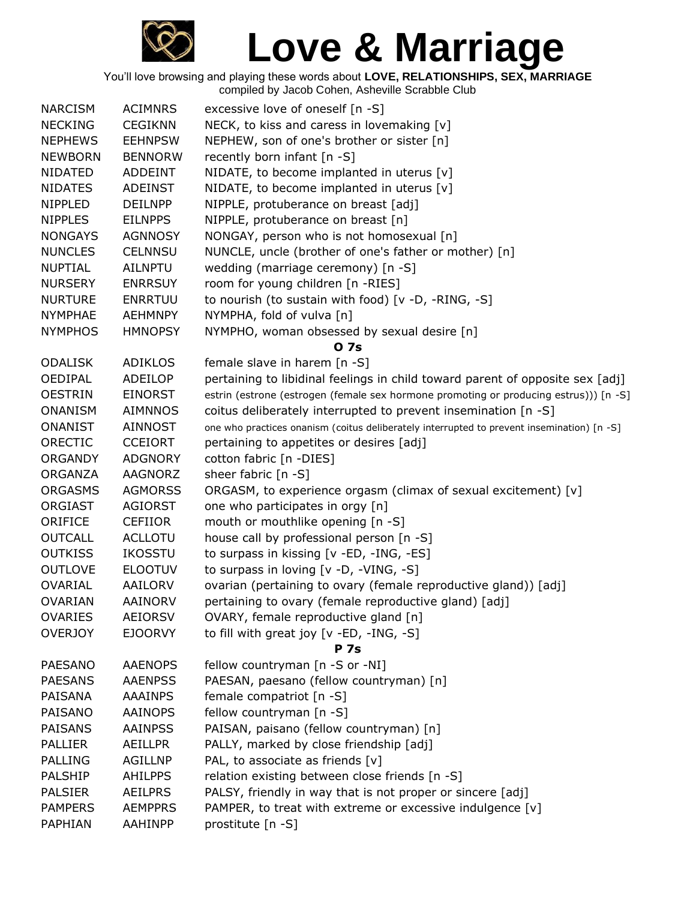# Love & Marriage

You'll love browsing and playing these words about **LOVE, RELATIONSHIPS, SEX, MARRIAGE**
compiled by Jacob Cohen, Asheville Scrabble Club

| | | |
|---|---|---|
| NARCISM | ACIMNRS | excessive love of oneself [n -S] |
| NECKING | CEGIKNN | NECK, to kiss and caress in lovemaking [v] |
| NEPHEWS | EEHNPSW | NEPHEW, son of one's brother or sister [n] |
| NEWBORN | BENNORW | recently born infant [n -S] |
| NIDATED | ADDEINT | NIDATE, to become implanted in uterus [v] |
| NIDATES | ADEINST | NIDATE, to become implanted in uterus [v] |
| NIPPLED | DEILNPP | NIPPLE, protuberance on breast [adj] |
| NIPPLES | EILNPPS | NIPPLE, protuberance on breast [n] |
| NONGAYS | AGNNOSY | NONGAY, person who is not homosexual [n] |
| NUNCLES | CELNNSU | NUNCLE, uncle (brother of one's father or mother) [n] |
| NUPTIAL | AILNPTU | wedding (marriage ceremony) [n -S] |
| NURSERY | ENRRSUY | room for young children [n -RIES] |
| NURTURE | ENRRTUU | to nourish (to sustain with food) [v -D, -RING, -S] |
| NYMPHAE | AEHMNPY | NYMPHA, fold of vulva [n] |
| NYMPHOS | HMNOPSY | NYMPHO, woman obsessed by sexual desire [n] |
| | | **O 7s** |
| ODALISK | ADIKLOS | female slave in harem [n -S] |
| OEDIPAL | ADEILOP | pertaining to libidinal feelings in child toward parent of opposite sex [adj] |
| OESTRIN | EINORST | estrin (estrone (estrogen (female sex hormone promoting or producing estrus))) [n -S] |
| ONANISM | AIMNNOS | coitus deliberately interrupted to prevent insemination [n -S] |
| ONANIST | AINNOST | one who practices onanism (coitus deliberately interrupted to prevent insemination) [n -S] |
| ORECTIC | CCEIORT | pertaining to appetites or desires [adj] |
| ORGANDY | ADGNORY | cotton fabric [n -DIES] |
| ORGANZA | AAGNORZ | sheer fabric [n -S] |
| ORGASMS | AGMORSS | ORGASM, to experience orgasm (climax of sexual excitement) [v] |
| ORGIAST | AGIORST | one who participates in orgy [n] |
| ORIFICE | CEFIIOR | mouth or mouthlike opening [n -S] |
| OUTCALL | ACLLOTU | house call by professional person [n -S] |
| OUTKISS | IKOSSTU | to surpass in kissing [v -ED, -ING, -ES] |
| OUTLOVE | ELOOTUV | to surpass in loving [v -D, -VING, -S] |
| OVARIAL | AAILORV | ovarian (pertaining to ovary (female reproductive gland)) [adj] |
| OVARIAN | AAINORV | pertaining to ovary (female reproductive gland) [adj] |
| OVARIES | AEIORSV | OVARY, female reproductive gland [n] |
| OVERJOY | EJOORVY | to fill with great joy [v -ED, -ING, -S] |
| | | **P 7s** |
| PAESANO | AAENOPS | fellow countryman [n -S or -NI] |
| PAESANS | AAENPSS | PAESAN, paesano (fellow countryman) [n] |
| PAISANA | AAAINPS | female compatriot [n -S] |
| PAISANO | AAINOPS | fellow countryman [n -S] |
| PAISANS | AAINPSS | PAISAN, paisano (fellow countryman) [n] |
| PALLIER | AEILLPR | PALLY, marked by close friendship [adj] |
| PALLING | AGILLNP | PAL, to associate as friends [v] |
| PALSHIP | AHILPPS | relation existing between close friends [n -S] |
| PALSIER | AEILPRS | PALSY, friendly in way that is not proper or sincere [adj] |
| PAMPERS | AEMPPRS | PAMPER, to treat with extreme or excessive indulgence [v] |
| PAPHIAN | AAHINPP | prostitute [n -S] |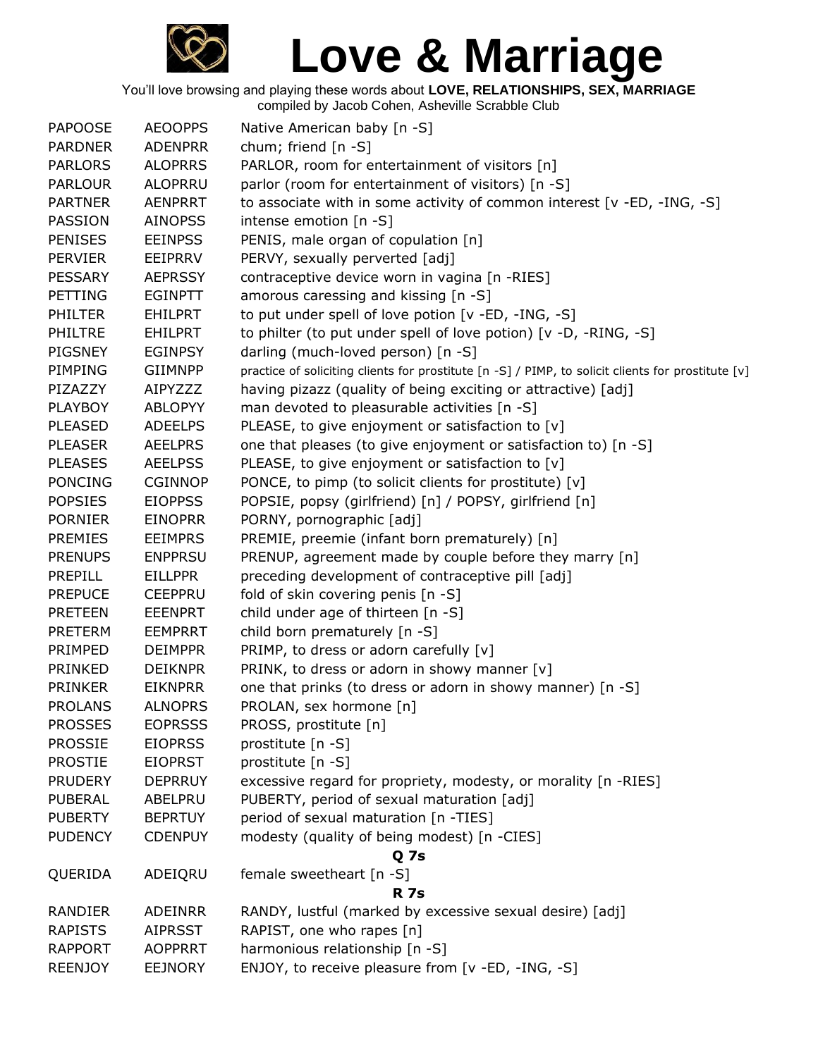# Love & Marriage

You'll love browsing and playing these words about **LOVE, RELATIONSHIPS, SEX, MARRIAGE**
compiled by Jacob Cohen, Asheville Scrabble Club

| | | |
|---|---|---|
| PAPOOSE | AEOOPPS | Native American baby [n -S] |
| PARDNER | ADENPRR | chum; friend [n -S] |
| PARLORS | ALOPRRS | PARLOR, room for entertainment of visitors [n] |
| PARLOUR | ALOPRRU | parlor (room for entertainment of visitors) [n -S] |
| PARTNER | AENPRRT | to associate with in some activity of common interest [v -ED, -ING, -S] |
| PASSION | AINOPSS | intense emotion [n -S] |
| PENISES | EEINPSS | PENIS, male organ of copulation [n] |
| PERVIER | EEIPRRV | PERVY, sexually perverted [adj] |
| PESSARY | AEPRSSY | contraceptive device worn in vagina [n -RIES] |
| PETTING | EGINPTT | amorous caressing and kissing [n -S] |
| PHILTER | EHILPRT | to put under spell of love potion [v -ED, -ING, -S] |
| PHILTRE | EHILPRT | to philter (to put under spell of love potion) [v -D, -RING, -S] |
| PIGSNEY | EGINPSY | darling (much-loved person) [n -S] |
| PIMPING | GIIMNPP | practice of soliciting clients for prostitute [n -S] / PIMP, to solicit clients for prostitute [v] |
| PIZAZZY | AIPYZZZ | having pizazz (quality of being exciting or attractive) [adj] |
| PLAYBOY | ABLOPYY | man devoted to pleasurable activities [n -S] |
| PLEASED | ADEELPS | PLEASE, to give enjoyment or satisfaction to [v] |
| PLEASER | AEELPRS | one that pleases (to give enjoyment or satisfaction to) [n -S] |
| PLEASES | AEELPSS | PLEASE, to give enjoyment or satisfaction to [v] |
| PONCING | CGINNOP | PONCE, to pimp (to solicit clients for prostitute) [v] |
| POPSIES | EIOPPSS | POPSIE, popsy (girlfriend) [n] / POPSY, girlfriend [n] |
| PORNIER | EINOPRR | PORNY, pornographic [adj] |
| PREMIES | EEIMPRS | PREMIE, preemie (infant born prematurely) [n] |
| PRENUPS | ENPPRSU | PRENUP, agreement made by couple before they marry [n] |
| PREPILL | EILLPPR | preceding development of contraceptive pill [adj] |
| PREPUCE | CEEPPRU | fold of skin covering penis [n -S] |
| PRETEEN | EEENPRT | child under age of thirteen [n -S] |
| PRETERM | EEMPRRT | child born prematurely [n -S] |
| PRIMPED | DEIMPPR | PRIMP, to dress or adorn carefully [v] |
| PRINKED | DEIKNPR | PRINK, to dress or adorn in showy manner [v] |
| PRINKER | EIKNPRR | one that prinks (to dress or adorn in showy manner) [n -S] |
| PROLANS | ALNOPRS | PROLAN, sex hormone [n] |
| PROSSES | EOPRSSS | PROSS, prostitute [n] |
| PROSSIE | EIOPRSS | prostitute [n -S] |
| PROSTIE | EIOPRST | prostitute [n -S] |
| PRUDERY | DEPRRUY | excessive regard for propriety, modesty, or morality [n -RIES] |
| PUBERAL | ABELPRU | PUBERTY, period of sexual maturation [adj] |
| PUBERTY | BEPRTUY | period of sexual maturation [n -TIES] |
| PUDENCY | CDENPUY | modesty (quality of being modest) [n -CIES] |
| | | **Q 7s** |
| QUERIDA | ADEIQRU | female sweetheart [n -S] |
| | | **R 7s** |
| RANDIER | ADEINRR | RANDY, lustful (marked by excessive sexual desire) [adj] |
| RAPISTS | AIPRSST | RAPIST, one who rapes [n] |
| RAPPORT | AOPPRRT | harmonious relationship [n -S] |
| REENJOY | EEJNORY | ENJOY, to receive pleasure from [v -ED, -ING, -S] |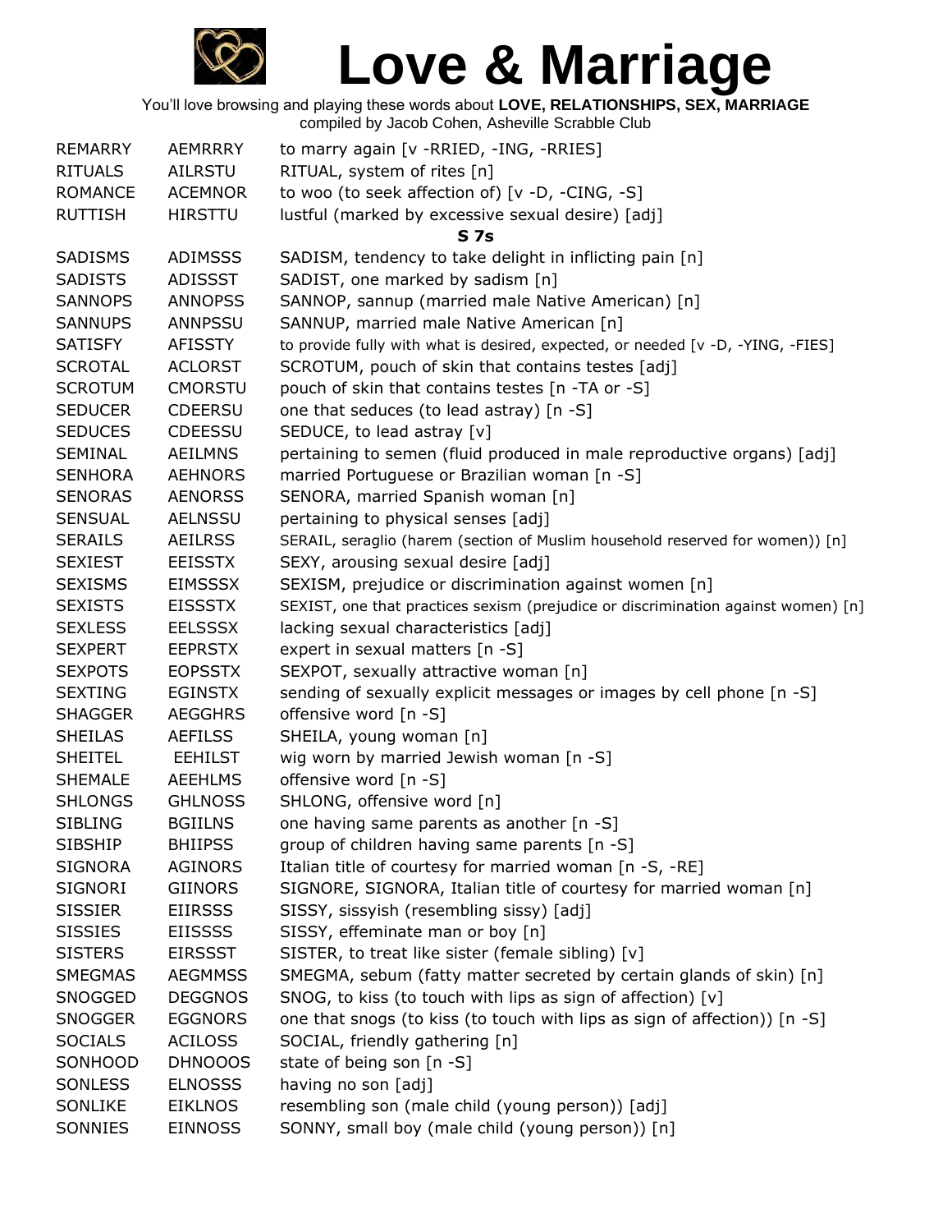| | | |
|---|---|---|
| REMARRY | AEMRRRY | to marry again [v -RRIED, -ING, -RRIES] |
| RITUALS | AILRSTU | RITUAL, system of rites [n] |
| ROMANCE | ACEMNOR | to woo (to seek affection of) [v -D, -CING, -S] |
| RUTTISH | HIRSTTU | lustful (marked by excessive sexual desire) [adj] |
| | | **S 7s** |
| SADISMS | ADIMSSS | SADISM, tendency to take delight in inflicting pain [n] |
| SADISTS | ADISSST | SADIST, one marked by sadism [n] |
| SANNOPS | ANNOPSS | SANNOP, sannup (married male Native American) [n] |
| SANNUPS | ANNPSSU | SANNUP, married male Native American [n] |
| SATISFY | AFISSTY | to provide fully with what is desired, expected, or needed [v -D, -YING, -FIES] |
| SCROTAL | ACLORST | SCROTUM, pouch of skin that contains testes [adj] |
| SCROTUM | CMORSTU | pouch of skin that contains testes [n -TA or -S] |
| SEDUCER | CDEERSU | one that seduces (to lead astray) [n -S] |
| SEDUCES | CDEESSU | SEDUCE, to lead astray [v] |
| SEMINAL | AEILMNS | pertaining to semen (fluid produced in male reproductive organs) [adj] |
| SENHORA | AEHNORS | married Portuguese or Brazilian woman [n -S] |
| SENORAS | AENORSS | SENORA, married Spanish woman [n] |
| SENSUAL | AELNSSU | pertaining to physical senses [adj] |
| SERAILS | AEILRSS | SERAIL, seraglio (harem (section of Muslim household reserved for women)) [n] |
| SEXIEST | EEISSTX | SEXY, arousing sexual desire [adj] |
| SEXISMS | EIMSSSX | SEXISM, prejudice or discrimination against women [n] |
| SEXISTS | EISSSTX | SEXIST, one that practices sexism (prejudice or discrimination against women) [n] |
| SEXLESS | EELSSSX | lacking sexual characteristics [adj] |
| SEXPERT | EEPRSTX | expert in sexual matters [n -S] |
| SEXPOTS | EOPSSTX | SEXPOT, sexually attractive woman [n] |
| SEXTING | EGINSTX | sending of sexually explicit messages or images by cell phone [n -S] |
| SHAGGER | AEGGHRS | offensive word [n -S] |
| SHEILAS | AEFILSS | SHEILA, young woman [n] |
| SHEITEL | EEHILST | wig worn by married Jewish woman [n -S] |
| SHEMALE | AEEHLMS | offensive word [n -S] |
| SHLONGS | GHLNOSS | SHLONG, offensive word [n] |
| SIBLING | BGIILNS | one having same parents as another [n -S] |
| SIBSHIP | BHIIPSS | group of children having same parents [n -S] |
| SIGNORA | AGINORS | Italian title of courtesy for married woman [n -S, -RE] |
| SIGNORI | GIINORS | SIGNORE, SIGNORA, Italian title of courtesy for married woman [n] |
| SISSIER | EIIRSSS | SISSY, sissyish (resembling sissy) [adj] |
| SISSIES | EIISSSS | SISSY, effeminate man or boy [n] |
| SISTERS | EIRSSST | SISTER, to treat like sister (female sibling) [v] |
| SMEGMAS | AEGMMSS | SMEGMA, sebum (fatty matter secreted by certain glands of skin) [n] |
| SNOGGED | DEGGNOS | SNOG, to kiss (to touch with lips as sign of affection) [v] |
| SNOGGER | EGGNORS | one that snogs (to kiss (to touch with lips as sign of affection)) [n -S] |
| SOCIALS | ACILOSS | SOCIAL, friendly gathering [n] |
| SONHOOD | DHNOOOS | state of being son [n -S] |
| SONLESS | ELNOSSS | having no son [adj] |
| SONLIKE | EIKLNOS | resembling son (male child (young person)) [adj] |
| SONNIES | EINNOSS | SONNY, small boy (male child (young person)) [n] |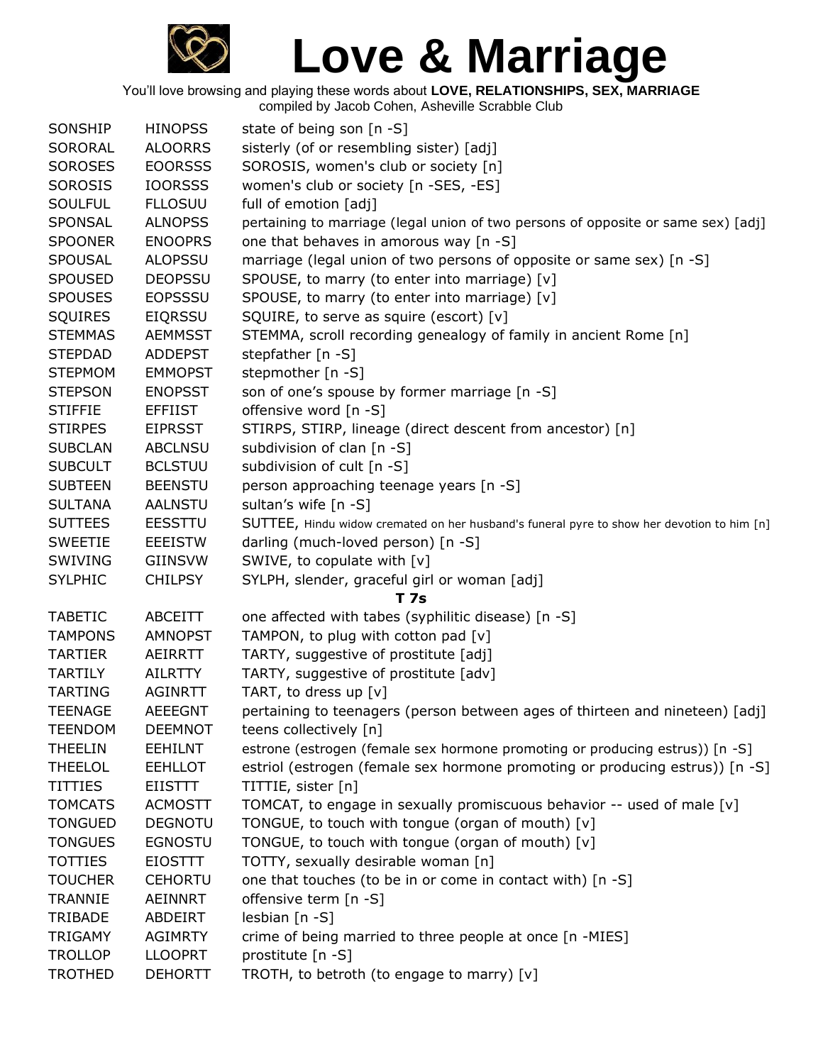# Love & Marriage

You'll love browsing and playing these words about **LOVE, RELATIONSHIPS, SEX, MARRIAGE**
compiled by Jacob Cohen, Asheville Scrabble Club

| | | |
|---|---|---|
| SONSHIP | HINOPSS | state of being son [n -S] |
| SORORAL | ALOORRS | sisterly (of or resembling sister) [adj] |
| SOROSES | EOORSSS | SOROSIS, women's club or society [n] |
| SOROSIS | IOORSSS | women's club or society [n -SES, -ES] |
| SOULFUL | FLLOSUU | full of emotion [adj] |
| SPONSAL | ALNOPSS | pertaining to marriage (legal union of two persons of opposite or same sex) [adj] |
| SPOONER | ENOOPRS | one that behaves in amorous way [n -S] |
| SPOUSAL | ALOPSSU | marriage (legal union of two persons of opposite or same sex) [n -S] |
| SPOUSED | DEOPSSU | SPOUSE, to marry (to enter into marriage) [v] |
| SPOUSES | EOPSSSU | SPOUSE, to marry (to enter into marriage) [v] |
| SQUIRES | EIQRSSU | SQUIRE, to serve as squire (escort) [v] |
| STEMMAS | AEMMSST | STEMMA, scroll recording genealogy of family in ancient Rome [n] |
| STEPDAD | ADDEPST | stepfather [n -S] |
| STEPMOM | EMMOPST | stepmother [n -S] |
| STEPSON | ENOPSST | son of one's spouse by former marriage [n -S] |
| STIFFIE | EFFIIST | offensive word [n -S] |
| STIRPES | EIPRSST | STIRPS, STIRP, lineage (direct descent from ancestor) [n] |
| SUBCLAN | ABCLNSU | subdivision of clan [n -S] |
| SUBCULT | BCLSTUU | subdivision of cult [n -S] |
| SUBTEEN | BEENSTU | person approaching teenage years [n -S] |
| SULTANA | AALNSTU | sultan's wife [n -S] |
| SUTTEES | EESSTTU | SUTTEE, Hindu widow cremated on her husband's funeral pyre to show her devotion to him [n] |
| SWEETIE | EEEISTW | darling (much-loved person) [n -S] |
| SWIVING | GIINSVW | SWIVE, to copulate with [v] |
| SYLPHIC | CHILPSY | SYLPH, slender, graceful girl or woman [adj] |
| | | **T 7s** |
| TABETIC | ABCEITT | one affected with tabes (syphilitic disease) [n -S] |
| TAMPONS | AMNOPST | TAMPON, to plug with cotton pad [v] |
| TARTIER | AEIRRTT | TARTY, suggestive of prostitute [adj] |
| TARTILY | AILRTTY | TARTY, suggestive of prostitute [adv] |
| TARTING | AGINRTT | TART, to dress up [v] |
| TEENAGE | AEEEGNT | pertaining to teenagers (person between ages of thirteen and nineteen) [adj] |
| TEENDOM | DEEMNOT | teens collectively [n] |
| THEELIN | EEHILNT | estrone (estrogen (female sex hormone promoting or producing estrus)) [n -S] |
| THEELOL | EEHLLOT | estriol (estrogen (female sex hormone promoting or producing estrus)) [n -S] |
| TITTIES | EIISTTT | TITTIE, sister [n] |
| TOMCATS | ACMOSTT | TOMCAT, to engage in sexually promiscuous behavior -- used of male [v] |
| TONGUED | DEGNOTU | TONGUE, to touch with tongue (organ of mouth) [v] |
| TONGUES | EGNOSTU | TONGUE, to touch with tongue (organ of mouth) [v] |
| TOTTIES | EIOSTTT | TOTTY, sexually desirable woman [n] |
| TOUCHER | CEHORTU | one that touches (to be in or come in contact with) [n -S] |
| TRANNIE | AEINNRT | offensive term [n -S] |
| TRIBADE | ABDEIRT | lesbian [n -S] |
| TRIGAMY | AGIMRTY | crime of being married to three people at once [n -MIES] |
| TROLLOP | LLOOPRT | prostitute [n -S] |
| TROTHED | DEHORTT | TROTH, to betroth (to engage to marry) [v] |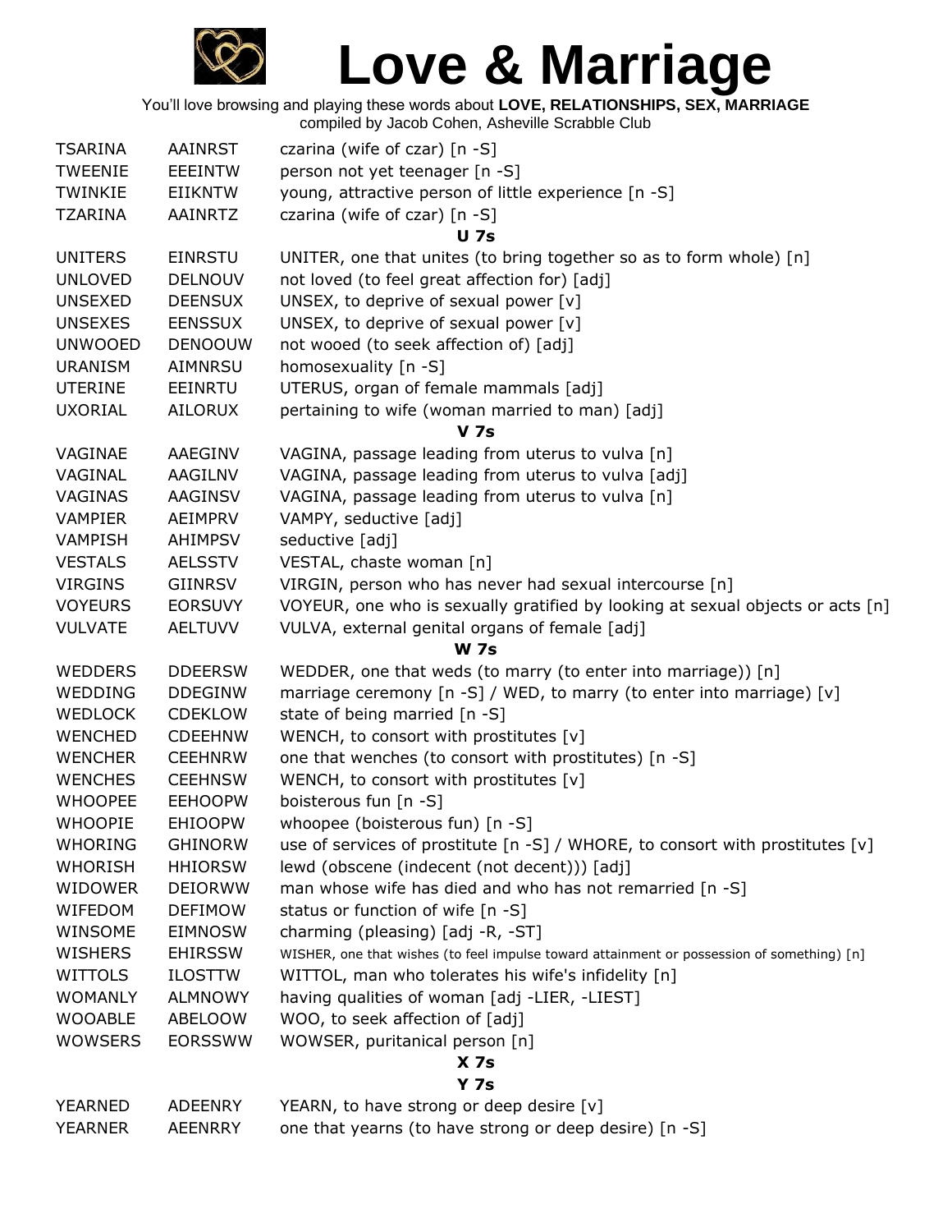# Love & Marriage

You'll love browsing and playing these words about **LOVE, RELATIONSHIPS, SEX, MARRIAGE**
compiled by Jacob Cohen, Asheville Scrabble Club

| | | |
|---|---|---|
| TSARINA | AAINRST | czarina (wife of czar) [n -S] |
| TWEENIE | EEEINTW | person not yet teenager [n -S] |
| TWINKIE | EIIKNTW | young, attractive person of little experience [n -S] |
| TZARINA | AAINRTZ | czarina (wife of czar) [n -S] |
| | | **U 7s** |
| UNITERS | EINRSTU | UNITER, one that unites (to bring together so as to form whole) [n] |
| UNLOVED | DELNOUV | not loved (to feel great affection for) [adj] |
| UNSEXED | DEENSUX | UNSEX, to deprive of sexual power [v] |
| UNSEXES | EENSSUX | UNSEX, to deprive of sexual power [v] |
| UNWOOED | DENOOUW | not wooed (to seek affection of) [adj] |
| URANISM | AIMNRSU | homosexuality [n -S] |
| UTERINE | EEINRTU | UTERUS, organ of female mammals [adj] |
| UXORIAL | AILORUX | pertaining to wife (woman married to man) [adj] |
| | | **V 7s** |
| VAGINAE | AAEGINV | VAGINA, passage leading from uterus to vulva [n] |
| VAGINAL | AAGILNV | VAGINA, passage leading from uterus to vulva [adj] |
| VAGINAS | AAGINSV | VAGINA, passage leading from uterus to vulva [n] |
| VAMPIER | AEIMPRV | VAMPY, seductive [adj] |
| VAMPISH | AHIMPSV | seductive [adj] |
| VESTALS | AELSSTV | VESTAL, chaste woman [n] |
| VIRGINS | GIINRSV | VIRGIN, person who has never had sexual intercourse [n] |
| VOYEURS | EORSUVY | VOYEUR, one who is sexually gratified by looking at sexual objects or acts [n] |
| VULVATE | AELTUVV | VULVA, external genital organs of female [adj] |
| | | **W 7s** |
| WEDDERS | DDEERSW | WEDDER, one that weds (to marry (to enter into marriage)) [n] |
| WEDDING | DDEGINW | marriage ceremony [n -S] / WED, to marry (to enter into marriage) [v] |
| WEDLOCK | CDEKLOW | state of being married [n -S] |
| WENCHED | CDEEHNW | WENCH, to consort with prostitutes [v] |
| WENCHER | CEEHNRW | one that wenches (to consort with prostitutes) [n -S] |
| WENCHES | CEEHNSW | WENCH, to consort with prostitutes [v] |
| WHOOPEE | EEHOOPW | boisterous fun [n -S] |
| WHOOPIE | EHIOOPW | whoopee (boisterous fun) [n -S] |
| WHORING | GHINORW | use of services of prostitute [n -S] / WHORE, to consort with prostitutes [v] |
| WHORISH | HHIORSW | lewd (obscene (indecent (not decent))) [adj] |
| WIDOWER | DEIORWW | man whose wife has died and who has not remarried [n -S] |
| WIFEDOM | DEFIMOW | status or function of wife [n -S] |
| WINSOME | EIMNOSW | charming (pleasing) [adj -R, -ST] |
| WISHERS | EHIRSSW | WISHER, one that wishes (to feel impulse toward attainment or possession of something) [n] |
| WITTOLS | ILOSTTW | WITTOL, man who tolerates his wife's infidelity [n] |
| WOMANLY | ALMNOWY | having qualities of woman [adj -LIER, -LIEST] |
| WOOABLE | ABELOOW | WOO, to seek affection of [adj] |
| WOWSERS | EORSSWW | WOWSER, puritanical person [n] |
| | | **X 7s** |
| | | **Y 7s** |
| YEARNED | ADEENRY | YEARN, to have strong or deep desire [v] |
| YEARNER | AEENRRY | one that yearns (to have strong or deep desire) [n -S] |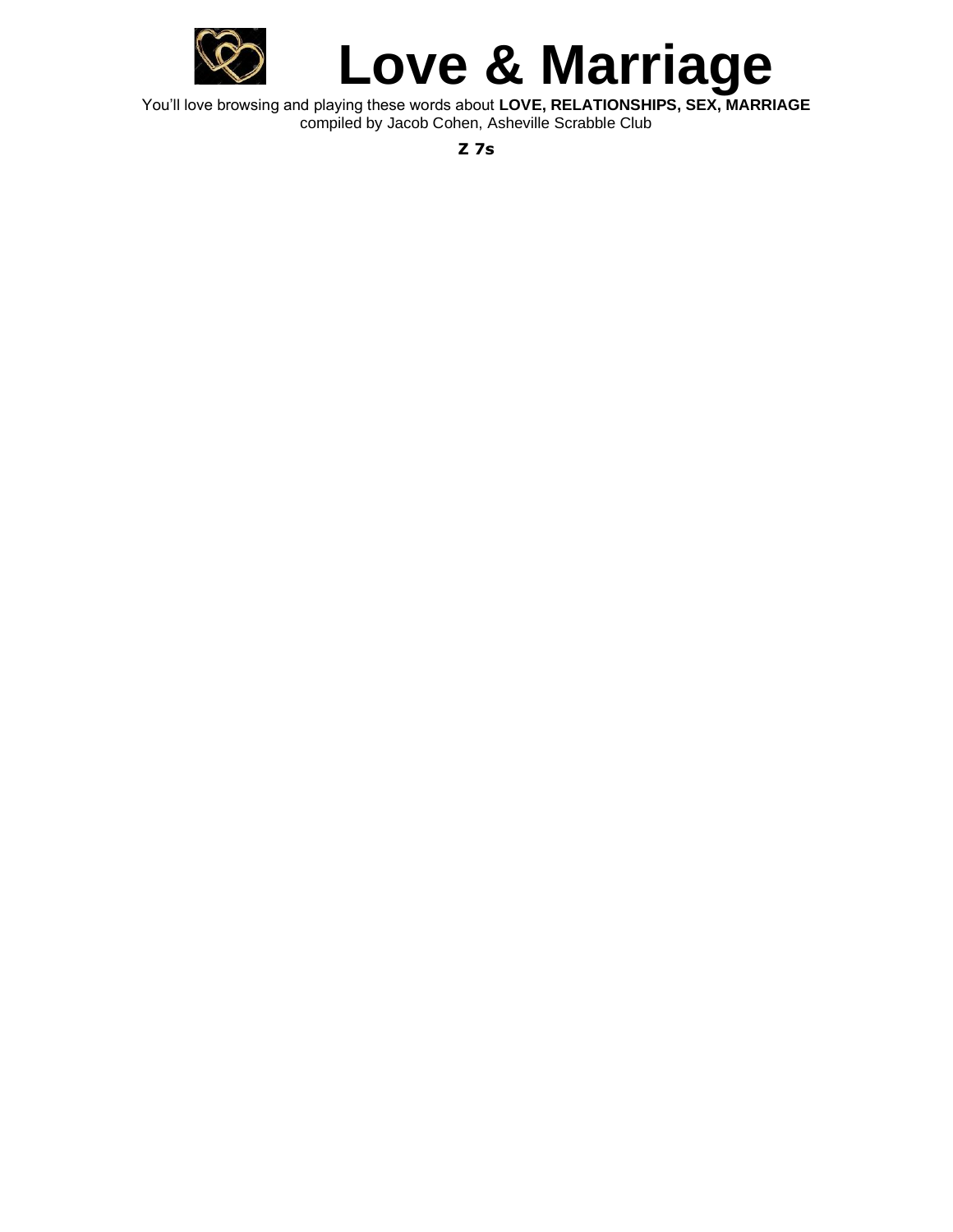# Love & Marriage

You'll love browsing and playing these words about **LOVE, RELATIONSHIPS, SEX, MARRIAGE**
compiled by Jacob Cohen, Asheville Scrabble Club

**Z 7s**